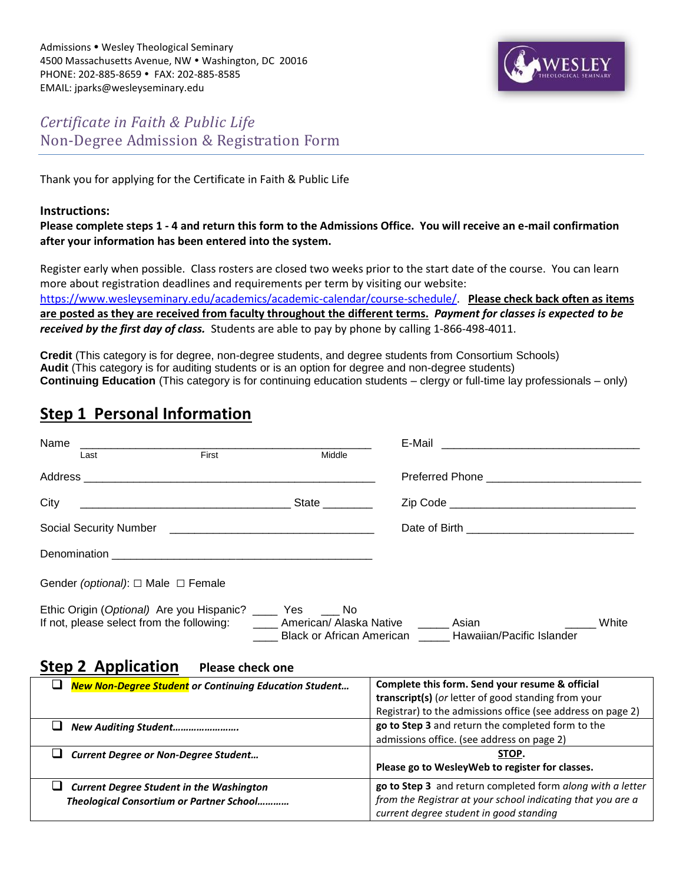Admissions • Wesley Theological Seminary
4500 Massachusetts Avenue, NW • Washington, DC 20016
PHONE: 202-885-8659 • FAX: 202-885-8585
EMAIL: jparks@wesleyseminary.edu

# *Certificate in Faith & Public Life*
## Non-Degree Admission & Registration Form

Thank you for applying for the Certificate in Faith & Public Life

**Instructions:**
**Please complete steps 1 - 4 and return this form to the Admissions Office. You will receive an e-mail confirmation after your information has been entered into the system.**

Register early when possible. Class rosters are closed two weeks prior to the start date of the course. You can learn more about registration deadlines and requirements per term by visiting our website: https://www.wesleyseminary.edu/academics/academic-calendar/course-schedule/. **Please check back often as items are posted as they are received from faculty throughout the different terms.** ***Payment for classes is expected to be received by the first day of class.*** Students are able to pay by phone by calling 1-866-498-4011.

**Credit** (This category is for degree, non-degree students, and degree students from Consortium Schools)
**Audit** (This category is for auditing students or is an option for degree and non-degree students)
**Continuing Education** (This category is for continuing education students – clergy or full-time lay professionals – only)

## Step 1 Personal Information

Name ______________________________________________ (Last / First / Middle)

E-Mail ______________________________

Address ______________________________________________

Preferred Phone ________________________

City ________________________________ State ________

Zip Code ____________________________

Social Security Number ________________________________

Date of Birth __________________________

Denomination _________________________________________

Gender *(optional)*: ☐ Male ☐ Female

Ethic Origin (*Optional*) Are you Hispanic? ____ Yes ___ No
If not, please select from the following: ____ American/ Alaska Native _____ Asian _____ White ____ Black or African American _____ Hawaiian/Pacific Islander

## Step 2 Application **Please check one**

| | |
|---|---|
| ❑ ***New Non-Degree Student** or Continuing Education Student…* | **Complete this form. Send your resume & official transcript(s)** (*or* letter of good standing from your Registrar) to the admissions office (see address on page 2) |
| ❑ ***New Auditing Student……………………*** | **go to Step 3** and return the completed form to the admissions office. (see address on page 2) |
| ❑ ***Current Degree or Non-Degree Student…*** | **STOP.** **Please go to WesleyWeb to register for classes.** |
| ❑ ***Current Degree Student in the Washington Theological Consortium or Partner School…………*** | **go to Step 3** and return completed form *along with a letter from the Registrar at your school indicating that you are a current degree student in good standing* |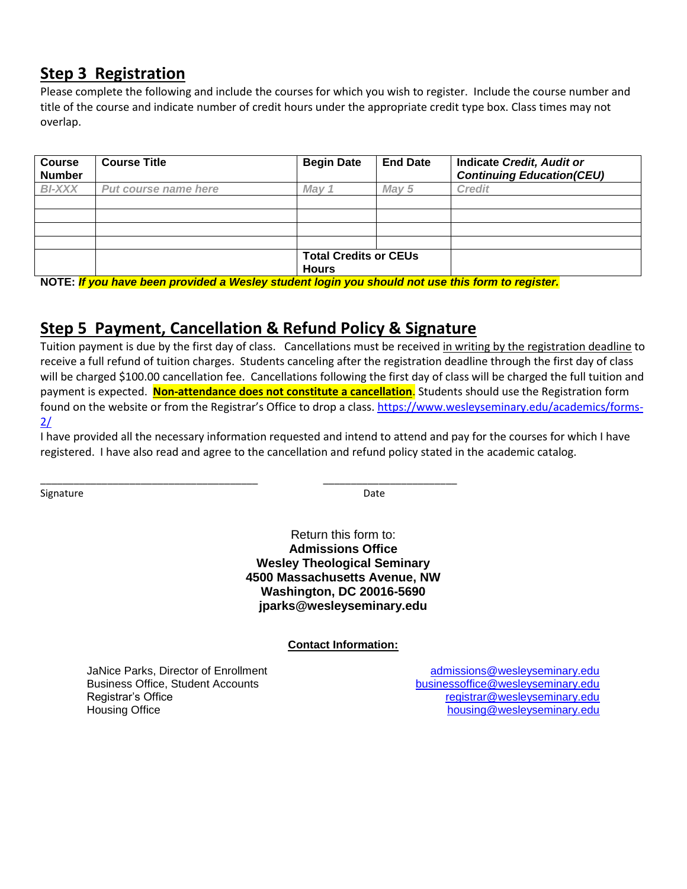## Step 3 Registration

Please complete the following and include the courses for which you wish to register. Include the course number and title of the course and indicate number of credit hours under the appropriate credit type box. Class times may not overlap.

| Course Number | Course Title | Begin Date | End Date | Indicate *Credit, Audit or Continuing Education(CEU)* |
|---|---|---|---|---|
| *BI-XXX* | *Put course name here* | *May 1* | *May 5* | *Credit* |
| | | | | |
| | | | | |
| | | | | |
| | | | | |
| | | **Total Credits or CEUs Hours** | | |

**NOTE:** ***If you have been provided a Wesley student login you should not use this form to register.***

## Step 5 Payment, Cancellation & Refund Policy & Signature

Tuition payment is due by the first day of class. Cancellations must be received in writing by the registration deadline to receive a full refund of tuition charges. Students canceling after the registration deadline through the first day of class will be charged $100.00 cancellation fee. Cancellations following the first day of class will be charged the full tuition and payment is expected. **Non-attendance does not constitute a cancellation**. Students should use the Registration form found on the website or from the Registrar's Office to drop a class. https://www.wesleyseminary.edu/academics/forms-2/

I have provided all the necessary information requested and intend to attend and pay for the courses for which I have registered. I have also read and agree to the cancellation and refund policy stated in the academic catalog.

_____________________________________ Signature

_______________________ Date

Return this form to:
**Admissions Office**
**Wesley Theological Seminary**
**4500 Massachusetts Avenue, NW**
**Washington, DC 20016-5690**
**jparks@wesleyseminary.edu**

**Contact Information:**

JaNice Parks, Director of Enrollment — admissions@wesleyseminary.edu
Business Office, Student Accounts — businessoffice@wesleyseminary.edu
Registrar's Office — registrar@wesleyseminary.edu
Housing Office — housing@wesleyseminary.edu